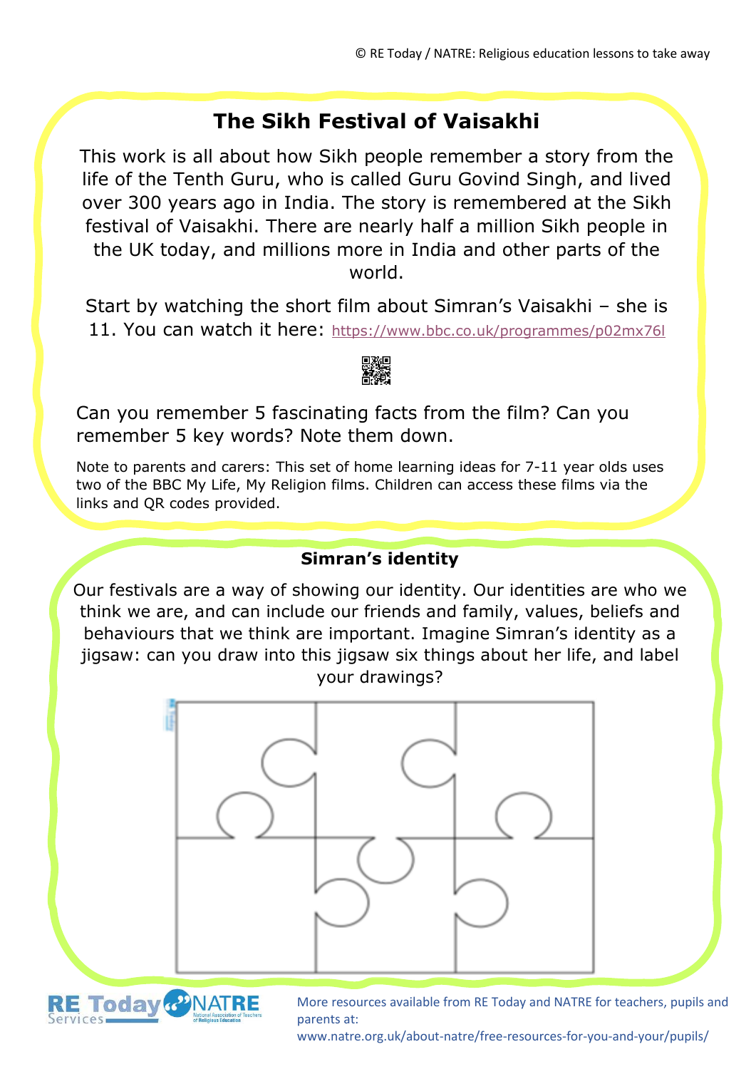# The Sikh Festival of Vaisakhi

This work is all about how Sikh people remember a story from the life of the Tenth Guru, who is called Guru Govind Singh, and lived over 300 years ago in India. The story is remembered at the Sikh festival of Vaisakhi. There are nearly half a million Sikh people in the UK today, and millions more in India and other parts of the world.

Start by watching the short film about Simran's Vaisakhi – she is 11. You can watch it here: https://www.bbc.co.uk/programmes/p02mx76l

Can you remember 5 fascinating facts from the film? Can you remember 5 key words? Note them down.

Note to parents and carers: This set of home learning ideas for 7-11 year olds uses two of the BBC My Life, My Religion films. Children can access these films via the links and QR codes provided.

## Simran's identity

Our festivals are a way of showing our identity. Our identities are who we think we are, and can include our friends and family, values, beliefs and behaviours that we think are important. Imagine Simran's identity as a jigsaw: can you draw into this jigsaw six things about her life, and label your drawings?

More resources available from RE Today and NATRE for teachers, pupils and parents at: www.natre.org.uk/about-natre/free-resources-for-you-and-your/pupils/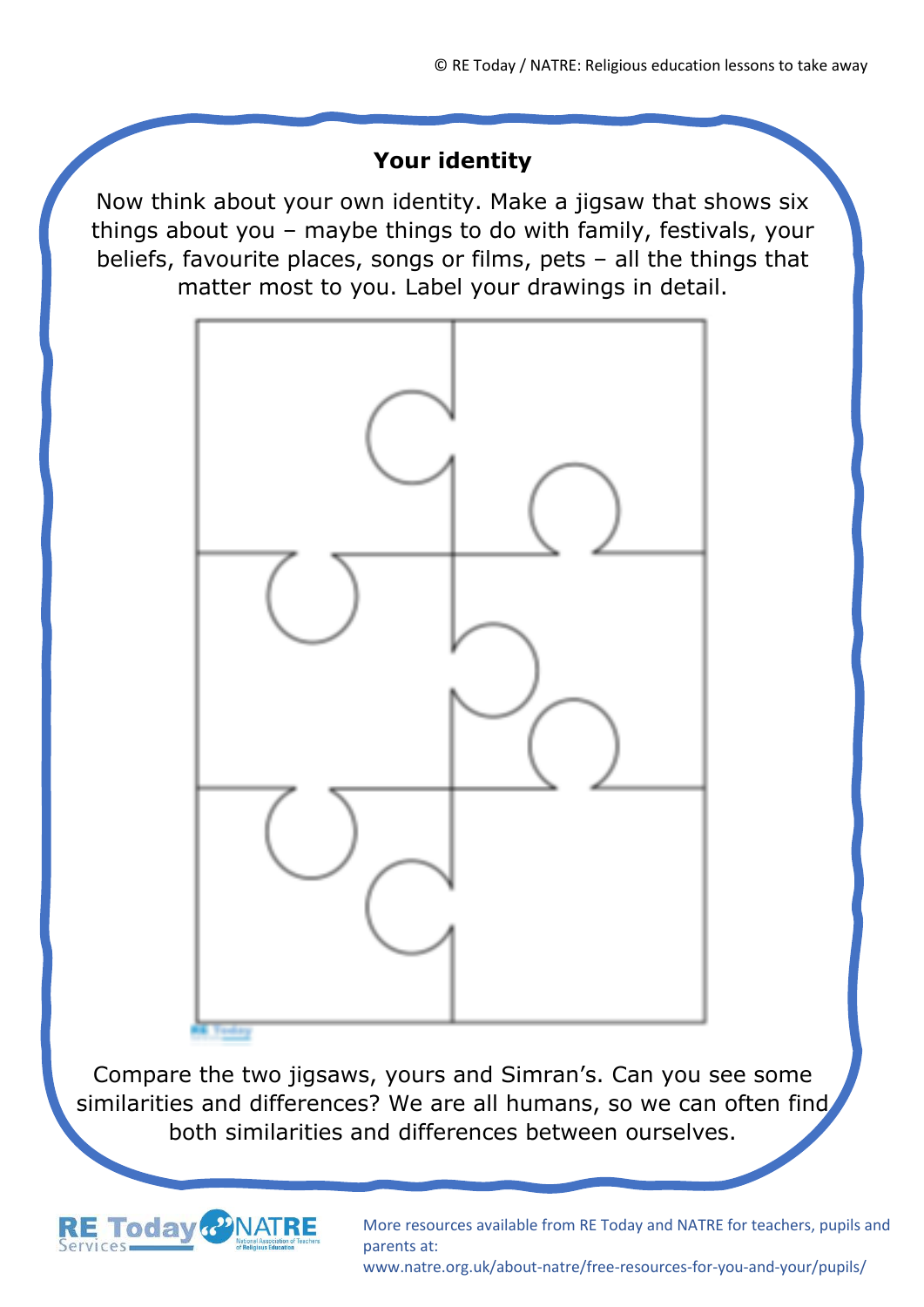## Your identity

Now think about your own identity. Make a jigsaw that shows six things about you – maybe things to do with family, festivals, your beliefs, favourite places, songs or films, pets – all the things that matter most to you. Label your drawings in detail.

Compare the two jigsaws, yours and Simran's. Can you see some similarities and differences? We are all humans, so we can often find both similarities and differences between ourselves.

More resources available from RE Today and NATRE for teachers, pupils and parents at: www.natre.org.uk/about-natre/free-resources-for-you-and-your/pupils/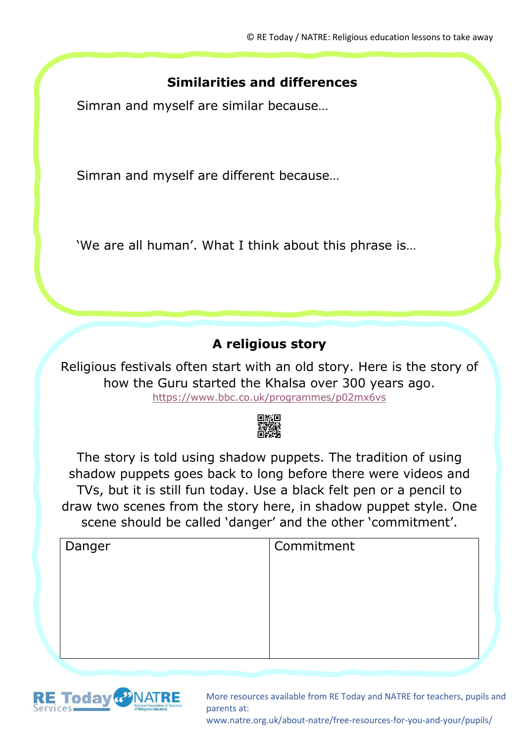## Similarities and differences

Simran and myself are similar because…

Simran and myself are different because…

'We are all human'. What I think about this phrase is…

## A religious story

Religious festivals often start with an old story. Here is the story of how the Guru started the Khalsa over 300 years ago.

https://www.bbc.co.uk/programmes/p02mx6vs

The story is told using shadow puppets. The tradition of using shadow puppets goes back to long before there were videos and TVs, but it is still fun today. Use a black felt pen or a pencil to draw two scenes from the story here, in shadow puppet style. One scene should be called 'danger' and the other 'commitment'.

| Danger | Commitment |
| --- | --- |
| | |

More resources available from RE Today and NATRE for teachers, pupils and parents at: www.natre.org.uk/about-natre/free-resources-for-you-and-your/pupils/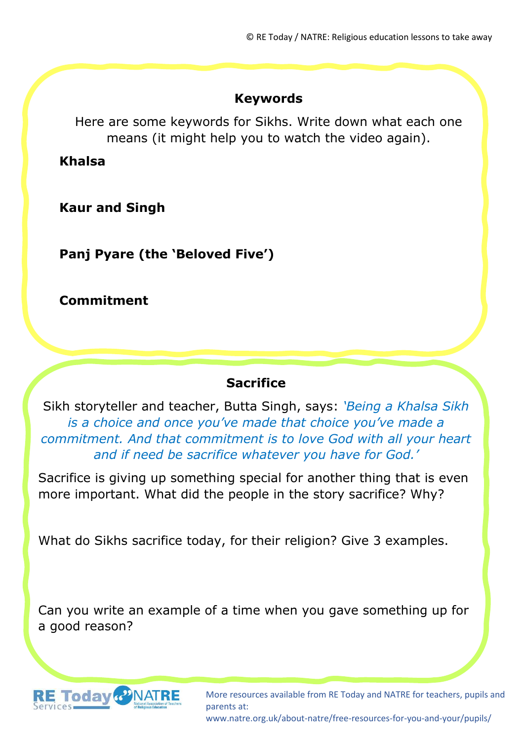## Keywords

Here are some keywords for Sikhs. Write down what each one means (it might help you to watch the video again).

**Khalsa**

**Kaur and Singh**

**Panj Pyare (the 'Beloved Five')**

**Commitment**

## Sacrifice

Sikh storyteller and teacher, Butta Singh, says: *'Being a Khalsa Sikh is a choice and once you've made that choice you've made a commitment. And that commitment is to love God with all your heart and if need be sacrifice whatever you have for God.'*

Sacrifice is giving up something special for another thing that is even more important. What did the people in the story sacrifice? Why?

What do Sikhs sacrifice today, for their religion? Give 3 examples.

Can you write an example of a time when you gave something up for a good reason?

More resources available from RE Today and NATRE for teachers, pupils and parents at: www.natre.org.uk/about-natre/free-resources-for-you-and-your/pupils/